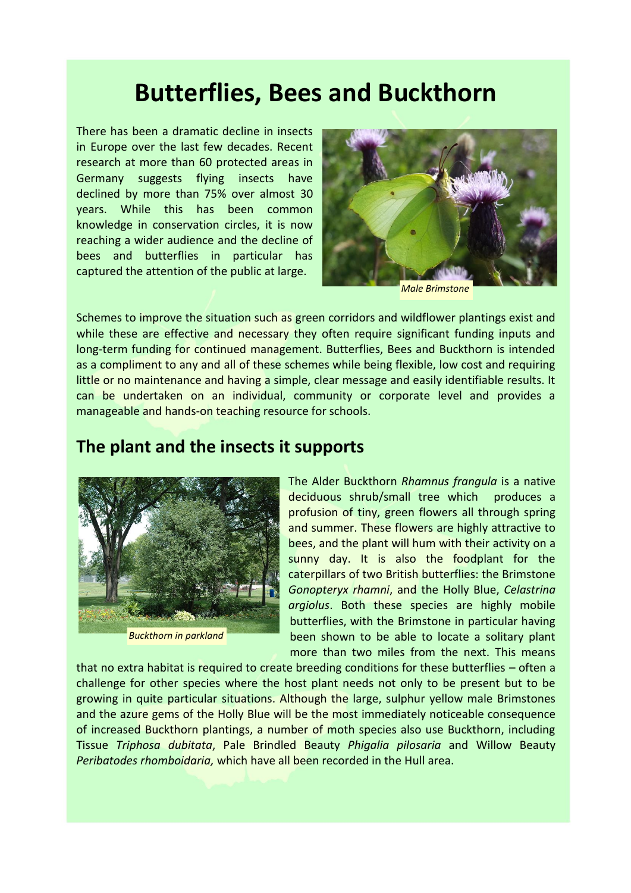# Butterflies, Bees and Buckthorn

There has been a dramatic decline in insects in Europe over the last few decades. Recent research at more than 60 protected areas in Germany suggests flying insects have declined by more than 75% over almost 30 years. While this has been common knowledge in conservation circles, it is now reaching a wider audience and the decline of bees and butterflies in particular has captured the attention of the public at large.

*Male Brimstone*

Schemes to improve the situation such as green corridors and wildflower plantings exist and while these are effective and necessary they often require significant funding inputs and long-term funding for continued management. Butterflies, Bees and Buckthorn is intended as a compliment to any and all of these schemes while being flexible, low cost and requiring little or no maintenance and having a simple, clear message and easily identifiable results. It can be undertaken on an individual, community or corporate level and provides a manageable and hands-on teaching resource for schools.

## The plant and the insects it supports

*Buckthorn in parkland*

The Alder Buckthorn *Rhamnus frangula* is a native deciduous shrub/small tree which produces a profusion of tiny, green flowers all through spring and summer. These flowers are highly attractive to bees, and the plant will hum with their activity on a sunny day. It is also the foodplant for the caterpillars of two British butterflies: the Brimstone *Gonopteryx rhamni*, and the Holly Blue, *Celastrina argiolus*. Both these species are highly mobile butterflies, with the Brimstone in particular having been shown to be able to locate a solitary plant more than two miles from the next. This means that no extra habitat is required to create breeding conditions for these butterflies – often a challenge for other species where the host plant needs not only to be present but to be growing in quite particular situations. Although the large, sulphur yellow male Brimstones and the azure gems of the Holly Blue will be the most immediately noticeable consequence of increased Buckthorn plantings, a number of moth species also use Buckthorn, including Tissue *Triphosa dubitata*, Pale Brindled Beauty *Phigalia pilosaria* and Willow Beauty *Peribatodes rhomboidaria,* which have all been recorded in the Hull area.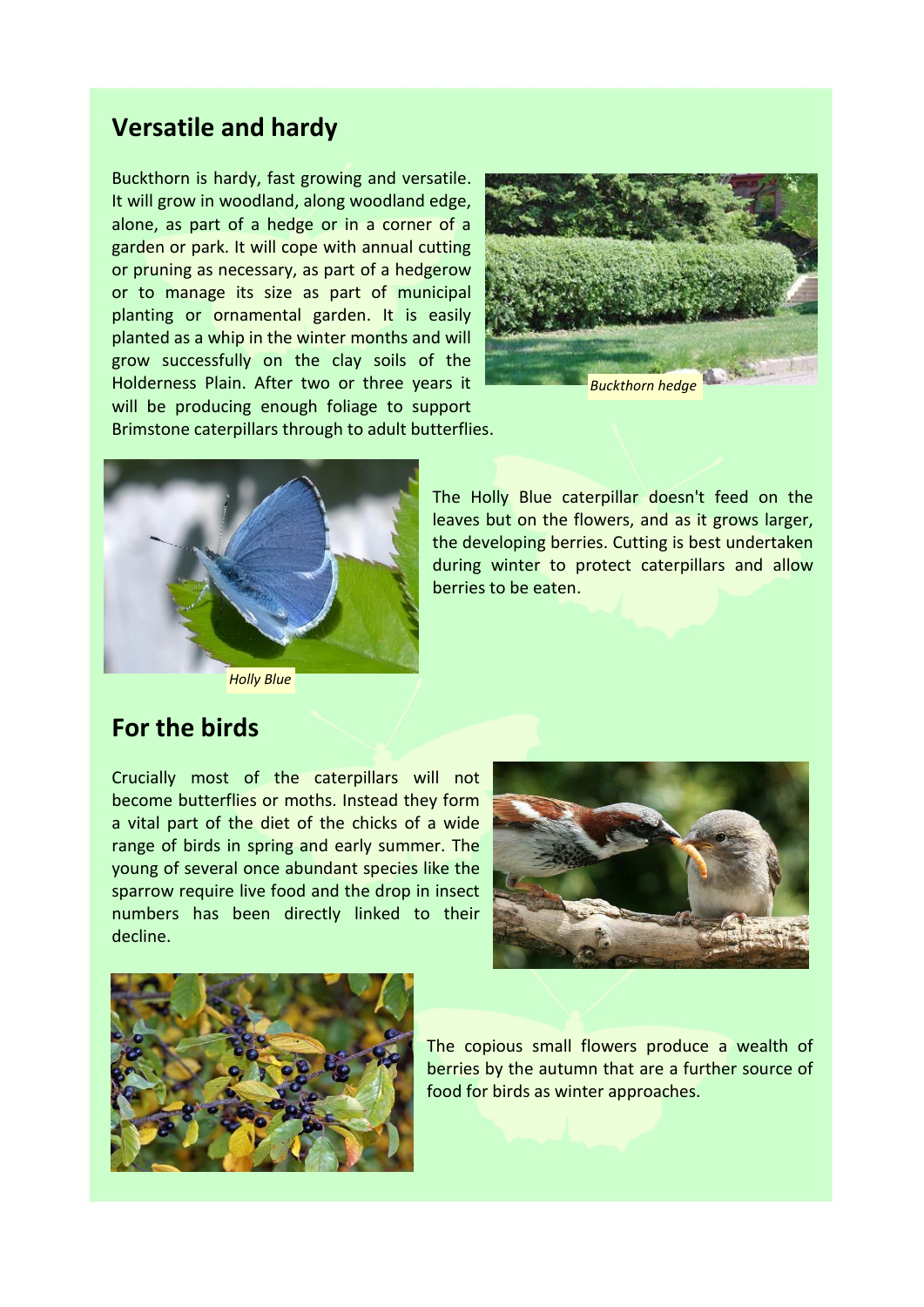## Versatile and hardy

Buckthorn is hardy, fast growing and versatile. It will grow in woodland, along woodland edge, alone, as part of a hedge or in a corner of a garden or park. It will cope with annual cutting or pruning as necessary, as part of a hedgerow or to manage its size as part of municipal planting or ornamental garden. It is easily planted as a whip in the winter months and will grow successfully on the clay soils of the Holderness Plain. After two or three years it will be producing enough foliage to support Brimstone caterpillars through to adult butterflies.

*Buckthorn hedge*

*Holly Blue*

The Holly Blue caterpillar doesn't feed on the leaves but on the flowers, and as it grows larger, the developing berries. Cutting is best undertaken during winter to protect caterpillars and allow berries to be eaten.

## For the birds

Crucially most of the caterpillars will not become butterflies or moths. Instead they form a vital part of the diet of the chicks of a wide range of birds in spring and early summer. The young of several once abundant species like the sparrow require live food and the drop in insect numbers has been directly linked to their decline.

The copious small flowers produce a wealth of berries by the autumn that are a further source of food for birds as winter approaches.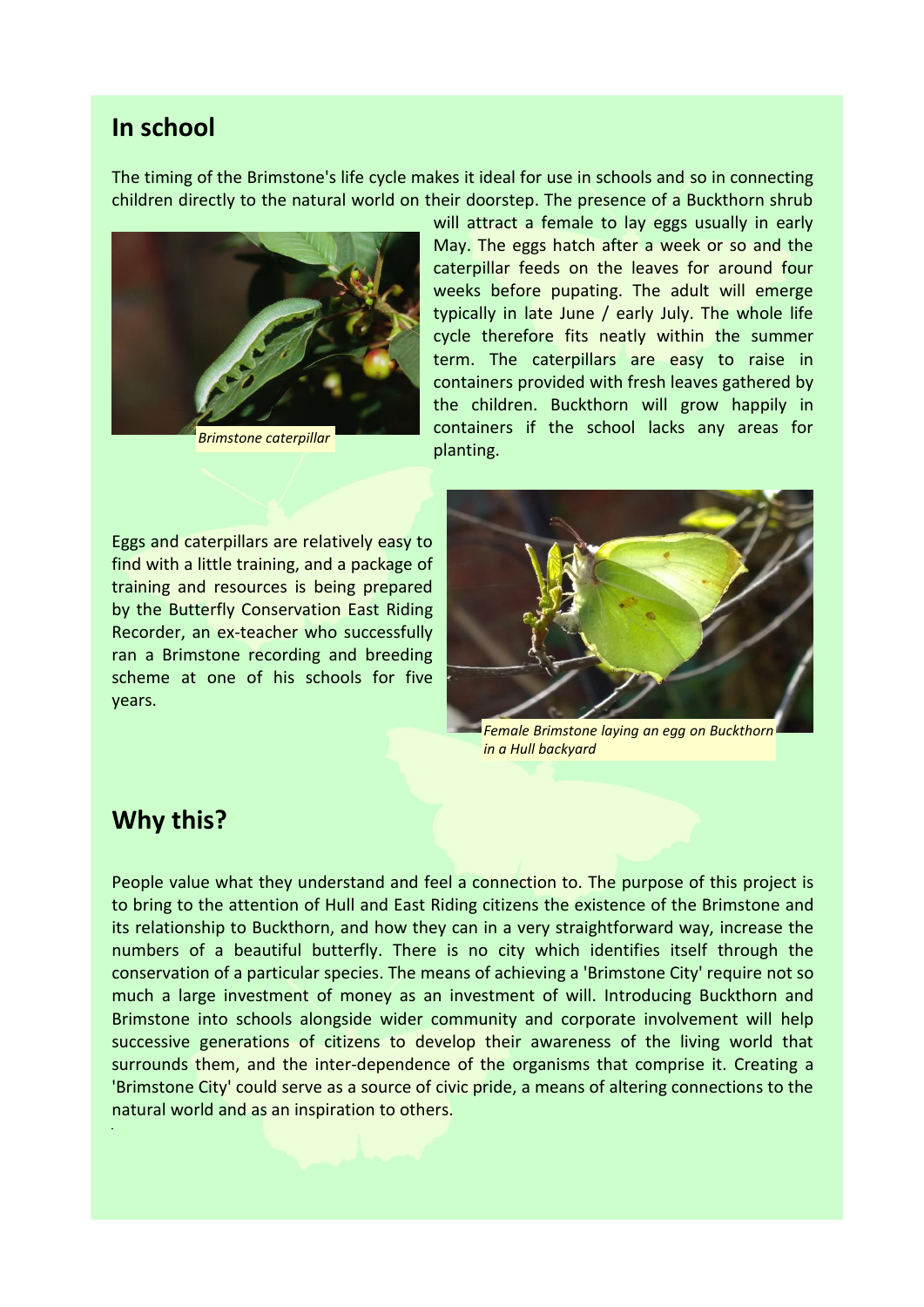## In school

The timing of the Brimstone's life cycle makes it ideal for use in schools and so in connecting children directly to the natural world on their doorstep. The presence of a Buckthorn shrub will attract a female to lay eggs usually in early May. The eggs hatch after a week or so and the caterpillar feeds on the leaves for around four weeks before pupating. The adult will emerge typically in late June / early July. The whole life cycle therefore fits neatly within the summer term. The caterpillars are easy to raise in containers provided with fresh leaves gathered by the children. Buckthorn will grow happily in containers if the school lacks any areas for planting.

*Brimstone caterpillar*

Eggs and caterpillars are relatively easy to find with a little training, and a package of training and resources is being prepared by the Butterfly Conservation East Riding Recorder, an ex-teacher who successfully ran a Brimstone recording and breeding scheme at one of his schools for five years.

*Female Brimstone laying an egg on Buckthorn in a Hull backyard*

## Why this?

People value what they understand and feel a connection to. The purpose of this project is to bring to the attention of Hull and East Riding citizens the existence of the Brimstone and its relationship to Buckthorn, and how they can in a very straightforward way, increase the numbers of a beautiful butterfly. There is no city which identifies itself through the conservation of a particular species. The means of achieving a 'Brimstone City' require not so much a large investment of money as an investment of will. Introducing Buckthorn and Brimstone into schools alongside wider community and corporate involvement will help successive generations of citizens to develop their awareness of the living world that surrounds them, and the inter-dependence of the organisms that comprise it. Creating a 'Brimstone City' could serve as a source of civic pride, a means of altering connections to the natural world and as an inspiration to others.